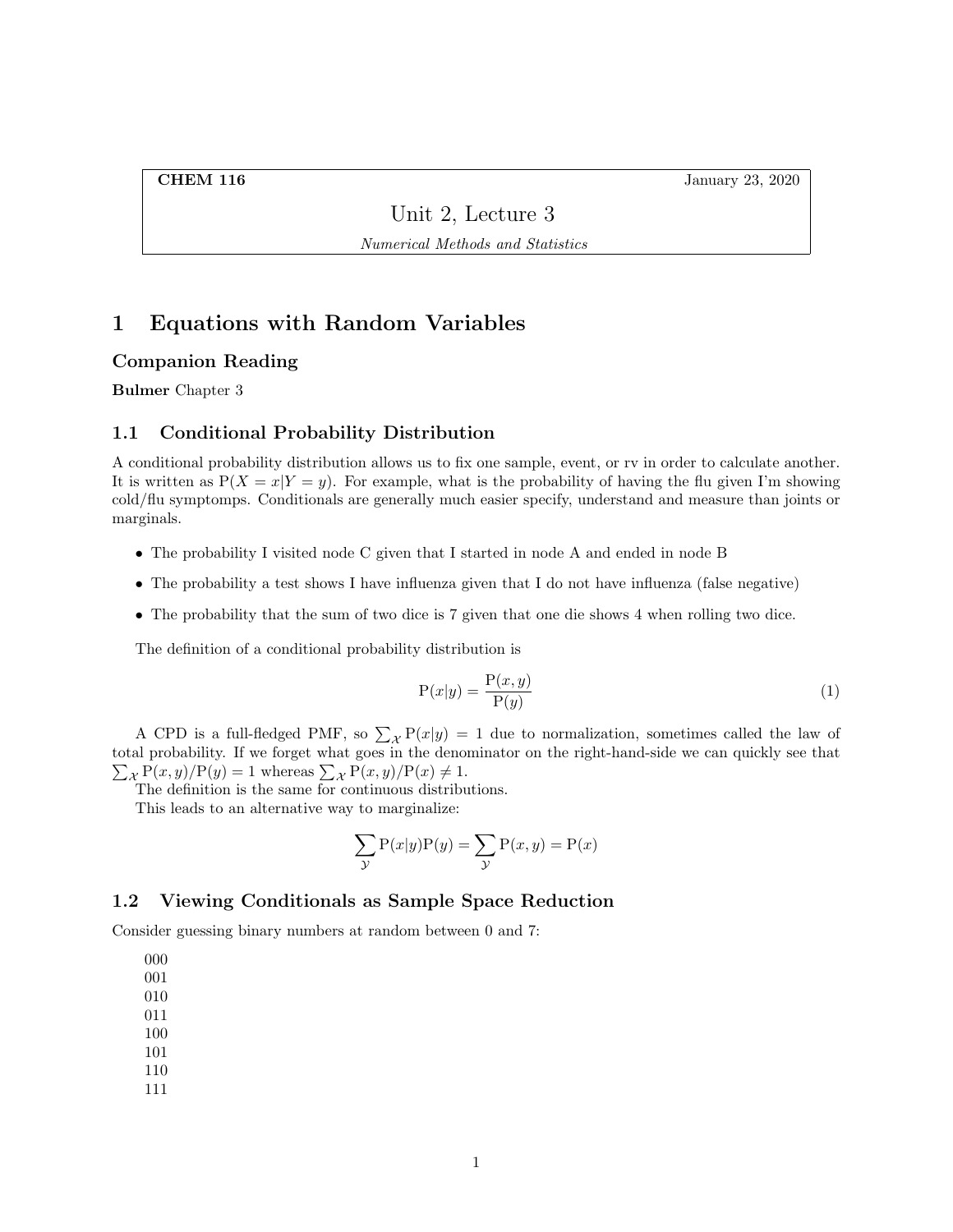**CHEM 116** January 23, 2020

# Unit 2, Lecture 3

*Numerical Methods and Statistics*

# 1 Equations with Random Variables

### Companion Reading

**Bulmer** Chapter 3

## 1.1 Conditional Probability Distribution

A conditional probability distribution allows us to fix one sample, event, or rv in order to calculate another. It is written as $\mathrm{P}(X = x|Y = y)$. For example, what is the probability of having the flu given I'm showing cold/flu symptomps. Conditionals are generally much easier specify, understand and measure than joints or marginals.

- The probability I visited node C given that I started in node A and ended in node B
- The probability a test shows I have influenza given that I do not have influenza (false negative)
- The probability that the sum of two dice is 7 given that one die shows 4 when rolling two dice.

The definition of a conditional probability distribution is

$$\mathrm{P}(x|y) = \frac{\mathrm{P}(x,y)}{\mathrm{P}(y)} \tag{1}$$

A CPD is a full-fledged PMF, so $\sum_{\mathcal{X}} \mathrm{P}(x|y) = 1$ due to normalization, sometimes called the law of total probability. If we forget what goes in the denominator on the right-hand-side we can quickly see that $\sum_{\mathcal{X}} \mathrm{P}(x,y)/\mathrm{P}(y) = 1$ whereas $\sum_{\mathcal{X}} \mathrm{P}(x,y)/\mathrm{P}(x) \neq 1$.

The definition is the same for continuous distributions.

This leads to an alternative way to marginalize:

$$\sum_{\mathcal{Y}} \mathrm{P}(x|y)\mathrm{P}(y) = \sum_{\mathcal{Y}} \mathrm{P}(x,y) = \mathrm{P}(x)$$

## 1.2 Viewing Conditionals as Sample Space Reduction

Consider guessing binary numbers at random between 0 and 7:

000
001
010
011
100
101
110
111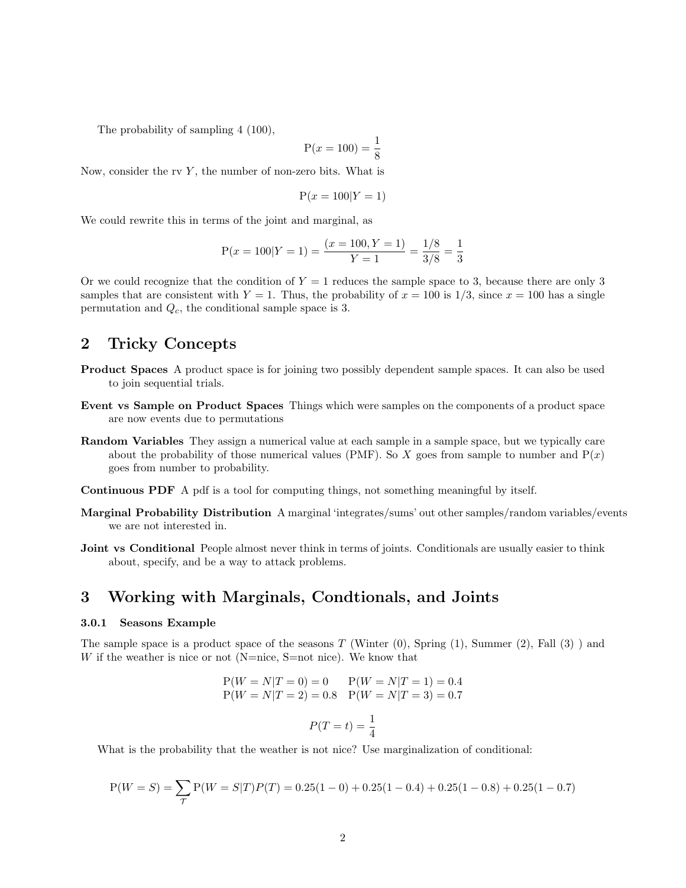The probability of sampling 4 (100),

$$\text{P}(x = 100) = \frac{1}{8}$$

Now, consider the rv $Y$, the number of non-zero bits. What is

$$\text{P}(x = 100|Y = 1)$$

We could rewrite this in terms of the joint and marginal, as

$$\text{P}(x = 100|Y = 1) = \frac{(x = 100, Y = 1)}{Y = 1} = \frac{1/8}{3/8} = \frac{1}{3}$$

Or we could recognize that the condition of $Y = 1$ reduces the sample space to 3, because there are only 3 samples that are consistent with $Y = 1$. Thus, the probability of $x = 100$ is 1/3, since $x = 100$ has a single permutation and $Q_c$, the conditional sample space is 3.

## 2 Tricky Concepts

**Product Spaces** A product space is for joining two possibly dependent sample spaces. It can also be used to join sequential trials.

**Event vs Sample on Product Spaces** Things which were samples on the components of a product space are now events due to permutations

**Random Variables** They assign a numerical value at each sample in a sample space, but we typically care about the probability of those numerical values (PMF). So $X$ goes from sample to number and $\text{P}(x)$ goes from number to probability.

**Continuous PDF** A pdf is a tool for computing things, not something meaningful by itself.

**Marginal Probability Distribution** A marginal 'integrates/sums' out other samples/random variables/events we are not interested in.

**Joint vs Conditional** People almost never think in terms of joints. Conditionals are usually easier to think about, specify, and be a way to attack problems.

## 3 Working with Marginals, Condtionals, and Joints

#### 3.0.1 Seasons Example

The sample space is a product space of the seasons $T$ (Winter (0), Spring (1), Summer (2), Fall (3) ) and $W$ if the weather is nice or not (N=nice, S=not nice). We know that

$$\text{P}(W = N|T = 0) = 0 \quad \text{P}(W = N|T = 1) = 0.4$$
$$\text{P}(W = N|T = 2) = 0.8 \quad \text{P}(W = N|T = 3) = 0.7$$

$$P(T = t) = \frac{1}{4}$$

What is the probability that the weather is not nice? Use marginalization of conditional:

$$\text{P}(W = S) = \sum_{\mathcal{T}} \text{P}(W = S|T)P(T) = 0.25(1 - 0) + 0.25(1 - 0.4) + 0.25(1 - 0.8) + 0.25(1 - 0.7)$$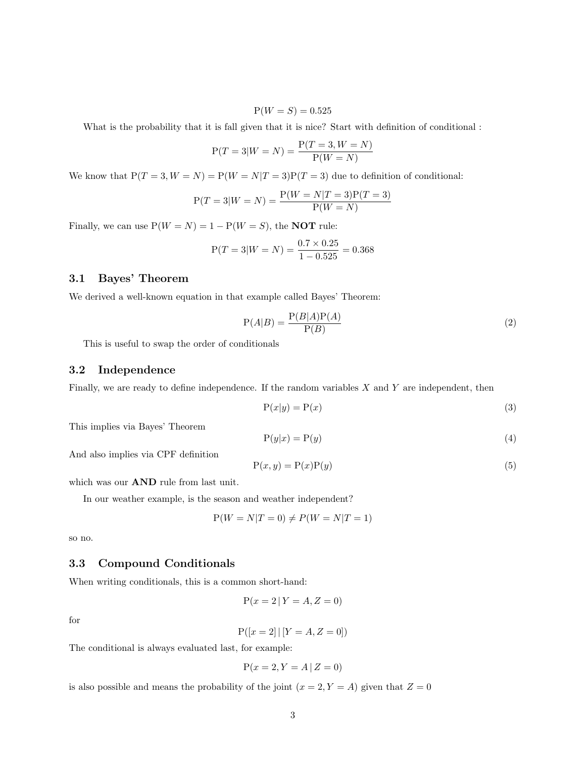$$\mathrm{P}(W = S) = 0.525$$

What is the probability that it is fall given that it is nice? Start with definition of conditional :

$$\mathrm{P}(T = 3|W = N) = \frac{\mathrm{P}(T = 3, W = N)}{\mathrm{P}(W = N)}$$

We know that $\mathrm{P}(T = 3, W = N) = \mathrm{P}(W = N|T = 3)\mathrm{P}(T = 3)$ due to definition of conditional:

$$\mathrm{P}(T = 3|W = N) = \frac{\mathrm{P}(W = N|T = 3)\mathrm{P}(T = 3)}{\mathrm{P}(W = N)}$$

Finally, we can use $\mathrm{P}(W = N) = 1 - \mathrm{P}(W = S)$, the **NOT** rule:

$$\mathrm{P}(T = 3|W = N) = \frac{0.7 \times 0.25}{1 - 0.525} = 0.368$$

### 3.1 Bayes' Theorem

We derived a well-known equation in that example called Bayes' Theorem:

$$\mathrm{P}(A|B) = \frac{\mathrm{P}(B|A)\mathrm{P}(A)}{\mathrm{P}(B)} \tag{2}$$

This is useful to swap the order of conditionals

### 3.2 Independence

Finally, we are ready to define independence. If the random variables $X$ and $Y$ are independent, then

$$\mathrm{P}(x|y) = \mathrm{P}(x) \tag{3}$$

This implies via Bayes' Theorem

$$\mathrm{P}(y|x) = \mathrm{P}(y) \tag{4}$$

And also implies via CPF definition

$$\mathrm{P}(x, y) = \mathrm{P}(x)\mathrm{P}(y) \tag{5}$$

which was our **AND** rule from last unit.

In our weather example, is the season and weather independent?

$$\mathrm{P}(W = N|T = 0) \neq P(W = N|T = 1)$$

so no.

### 3.3 Compound Conditionals

When writing conditionals, this is a common short-hand:

$$\mathrm{P}(x = 2 \,|\, Y = A, Z = 0)$$

for

$$\mathrm{P}([x = 2] \,|\, [Y = A, Z = 0])$$

The conditional is always evaluated last, for example:

$$\mathrm{P}(x = 2, Y = A \,|\, Z = 0)$$

is also possible and means the probability of the joint $(x = 2, Y = A)$ given that $Z = 0$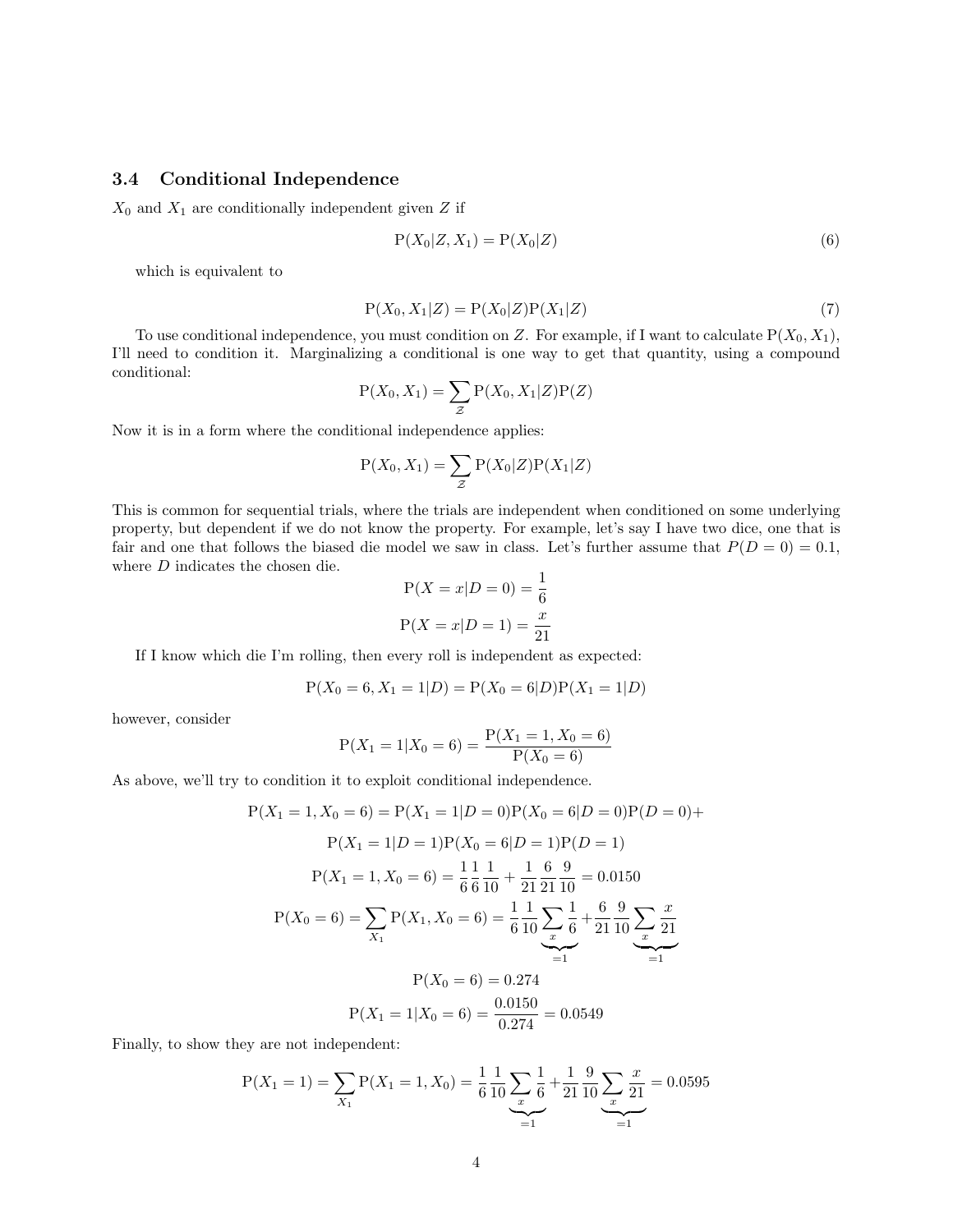### 3.4 Conditional Independence

$X_0$ and $X_1$ are conditionally independent given $Z$ if

$$\mathrm{P}(X_0|Z, X_1) = \mathrm{P}(X_0|Z) \tag{6}$$

which is equivalent to

$$\mathrm{P}(X_0, X_1|Z) = \mathrm{P}(X_0|Z)\mathrm{P}(X_1|Z) \tag{7}$$

To use conditional independence, you must condition on $Z$. For example, if I want to calculate $\mathrm{P}(X_0, X_1)$, I'll need to condition it. Marginalizing a conditional is one way to get that quantity, using a compound conditional:

$$\mathrm{P}(X_0, X_1) = \sum_{\mathcal{Z}} \mathrm{P}(X_0, X_1|Z)\mathrm{P}(Z)$$

Now it is in a form where the conditional independence applies:

$$\mathrm{P}(X_0, X_1) = \sum_{\mathcal{Z}} \mathrm{P}(X_0|Z)\mathrm{P}(X_1|Z)$$

This is common for sequential trials, where the trials are independent when conditioned on some underlying property, but dependent if we do not know the property. For example, let's say I have two dice, one that is fair and one that follows the biased die model we saw in class. Let's further assume that $P(D = 0) = 0.1$, where $D$ indicates the chosen die.

$$\mathrm{P}(X = x|D = 0) = \frac{1}{6}$$

$$\mathrm{P}(X = x|D = 1) = \frac{x}{21}$$

If I know which die I'm rolling, then every roll is independent as expected:

$$\mathrm{P}(X_0 = 6, X_1 = 1|D) = \mathrm{P}(X_0 = 6|D)\mathrm{P}(X_1 = 1|D)$$

however, consider

$$\mathrm{P}(X_1 = 1|X_0 = 6) = \frac{\mathrm{P}(X_1 = 1, X_0 = 6)}{\mathrm{P}(X_0 = 6)}$$

As above, we'll try to condition it to exploit conditional independence.

$$\mathrm{P}(X_1 = 1, X_0 = 6) = \mathrm{P}(X_1 = 1|D = 0)\mathrm{P}(X_0 = 6|D = 0)\mathrm{P}(D = 0) +$$

$$\mathrm{P}(X_1 = 1|D = 1)\mathrm{P}(X_0 = 6|D = 1)\mathrm{P}(D = 1)$$

$$\mathrm{P}(X_1 = 1, X_0 = 6) = \frac{1}{6}\frac{1}{6}\frac{1}{10} + \frac{1}{21}\frac{6}{21}\frac{9}{10} = 0.0150$$

$$\mathrm{P}(X_0 = 6) = \sum_{X_1} \mathrm{P}(X_1, X_0 = 6) = \frac{1}{6}\frac{1}{10}\underbrace{\sum_x \frac{1}{6}}_{=1} + \frac{6}{21}\frac{9}{10}\underbrace{\sum_x \frac{x}{21}}_{=1}$$

$$\mathrm{P}(X_0 = 6) = 0.274$$

$$\mathrm{P}(X_1 = 1|X_0 = 6) = \frac{0.0150}{0.274} = 0.0549$$

Finally, to show they are not independent:

$$\mathrm{P}(X_1 = 1) = \sum_{X_1} \mathrm{P}(X_1 = 1, X_0) = \frac{1}{6}\frac{1}{10}\underbrace{\sum_x \frac{1}{6}}_{=1} + \frac{1}{21}\frac{9}{10}\underbrace{\sum_x \frac{x}{21}}_{=1} = 0.0595$$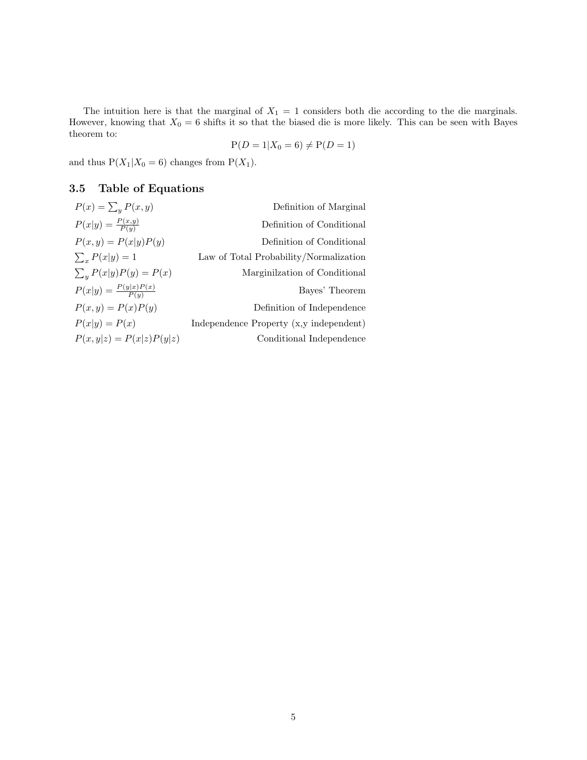The intuition here is that the marginal of $X_1 = 1$ considers both die according to the die marginals. However, knowing that $X_0 = 6$ shifts it so that the biased die is more likely. This can be seen with Bayes theorem to:

$$\mathrm{P}(D = 1 | X_0 = 6) \neq \mathrm{P}(D = 1)$$

and thus $\mathrm{P}(X_1 | X_0 = 6)$ changes from $\mathrm{P}(X_1)$.

### 3.5 Table of Equations

| | |
|---|---|
| $P(x) = \sum_y P(x, y)$ | Definition of Marginal |
| $P(x\|y) = \frac{P(x,y)}{P(y)}$ | Definition of Conditional |
| $P(x, y) = P(x\|y)P(y)$ | Definition of Conditional |
| $\sum_x P(x\|y) = 1$ | Law of Total Probability/Normalization |
| $\sum_y P(x\|y)P(y) = P(x)$ | Marginilzation of Conditional |
| $P(x\|y) = \frac{P(y\|x)P(x)}{P(y)}$ | Bayes' Theorem |
| $P(x, y) = P(x)P(y)$ | Definition of Independence |
| $P(x\|y) = P(x)$ | Independence Property (x,y independent) |
| $P(x, y\|z) = P(x\|z)P(y\|z)$ | Conditional Independence |